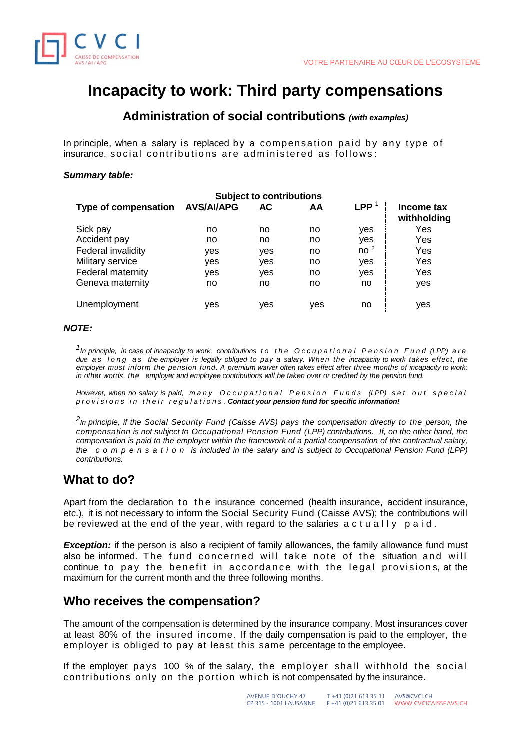# Incapacity to work: Third party compensations

## Administration of social contributions *(with examples)*

In principle, when a salary is replaced by a compensation paid by any type of insurance, social contributions are administered as follows:

***Summary table:***

| Type of compensation | Subject to contributions AVS/AI/APG | AC | AA | LPP [1] | Income tax withholding |
|---|---|---|---|---|---|
| Sick pay | no | no | no | yes | Yes |
| Accident pay | no | no | no | yes | Yes |
| Federal invalidity | yes | yes | no | no [2] | Yes |
| Military service | yes | yes | no | yes | Yes |
| Federal maternity | yes | yes | no | yes | Yes |
| Geneva maternity | no | no | no | no | yes |
| Unemployment | yes | yes | yes | no | yes |

***NOTE:***

[1] *In principle, in case of incapacity to work, contributions to the Occupational Pension Fund (LPP) are due as long as the employer is legally obliged to pay a salary. When the incapacity to work takes effect, the employer must inform the pension fund. A premium waiver often takes effect after three months of incapacity to work; in other words, the employer and employee contributions will be taken over or credited by the pension fund.*

*However, when no salary is paid, many Occupational Pension Funds (LPP) set out special provisions in their regulations.* ***Contact your pension fund for specific information!***

[2] *In principle, if the Social Security Fund (Caisse AVS) pays the compensation directly to the person, the compensation is not subject to Occupational Pension Fund (LPP) contributions. If, on the other hand, the compensation is paid to the employer within the framework of a partial compensation of the contractual salary, the compensation is included in the salary and is subject to Occupational Pension Fund (LPP) contributions.*

## What to do?

Apart from the declaration to the insurance concerned (health insurance, accident insurance, etc.), it is not necessary to inform the Social Security Fund (Caisse AVS); the contributions will be reviewed at the end of the year, with regard to the salaries actually paid.

***Exception:*** if the person is also a recipient of family allowances, the family allowance fund must also be informed. The fund concerned will take note of the situation and will continue to pay the benefit in accordance with the legal provisions, at the maximum for the current month and the three following months.

## Who receives the compensation?

The amount of the compensation is determined by the insurance company. Most insurances cover at least 80% of the insured income. If the daily compensation is paid to the employer, the employer is obliged to pay at least this same percentage to the employee.

If the employer pays 100 % of the salary, the employer shall withhold the social contributions only on the portion which is not compensated by the insurance.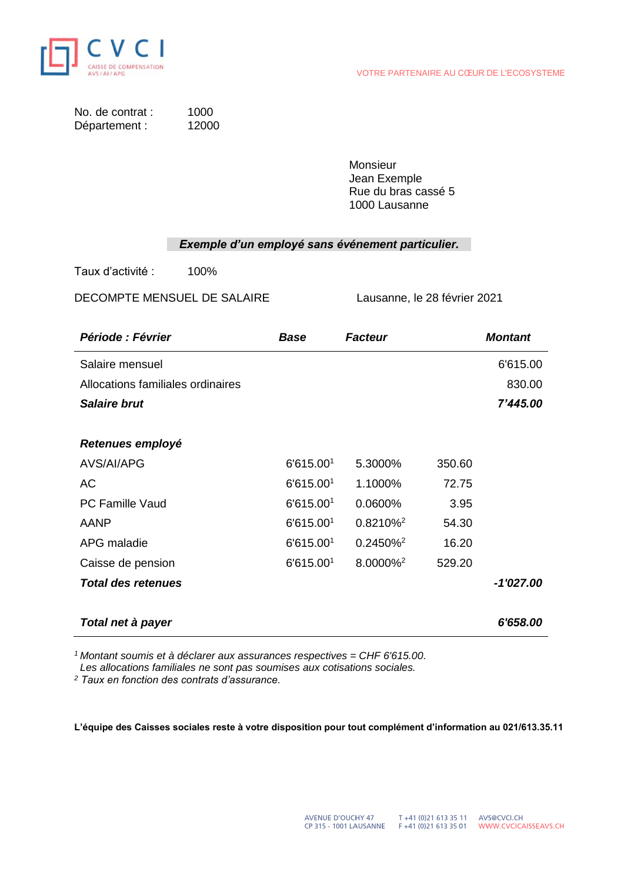CVCI — CAISSE DE COMPENSATION AVS / AI / APG

VOTRE PARTENAIRE AU CŒUR DE L'ECOSYSTEME

No. de contrat : 1000
Département : 12000

Monsieur
Jean Exemple
Rue du bras cassé 5
1000 Lausanne

***Exemple d'un employé sans événement particulier.***

Taux d'activité : 100%

DECOMPTE MENSUEL DE SALAIRE — Lausanne, le 28 février 2021

| ***Période : Février*** | ***Base*** | ***Facteur*** | | ***Montant*** |
|---|---|---|---|---|
| Salaire mensuel | | | | 6'615.00 |
| Allocations familiales ordinaires | | | | 830.00 |
| ***Salaire brut*** | | | | ***7'445.00*** |
| | | | | |
| ***Retenues employé*** | | | | |
| AVS/AI/APG | 6'615.00[1] | 5.3000% | 350.60 | |
| AC | 6'615.00[1] | 1.1000% | 72.75 | |
| PC Famille Vaud | 6'615.00[1] | 0.0600% | 3.95 | |
| AANP | 6'615.00[1] | 0.8210%[2] | 54.30 | |
| APG maladie | 6'615.00[1] | 0.2450%[2] | 16.20 | |
| Caisse de pension | 6'615.00[1] | 8.0000%[2] | 529.20 | |
| ***Total des retenues*** | | | | ***-1'027.00*** |
| | | | | |
| ***Total net à payer*** | | | | ***6'658.00*** |

*[1] Montant soumis et à déclarer aux assurances respectives = CHF 6'615.00.*
*Les allocations familiales ne sont pas soumises aux cotisations sociales.*
*[2] Taux en fonction des contrats d'assurance.*

**L'équipe des Caisses sociales reste à votre disposition pour tout complément d'information au 021/613.35.11**

AVENUE D'OUCHY 47 · CP 315 - 1001 LAUSANNE · T +41 (0)21 613 35 11 · F +41 (0)21 613 35 01 · AVS@CVCI.CH · WWW.CVCICAISSEAVS.CH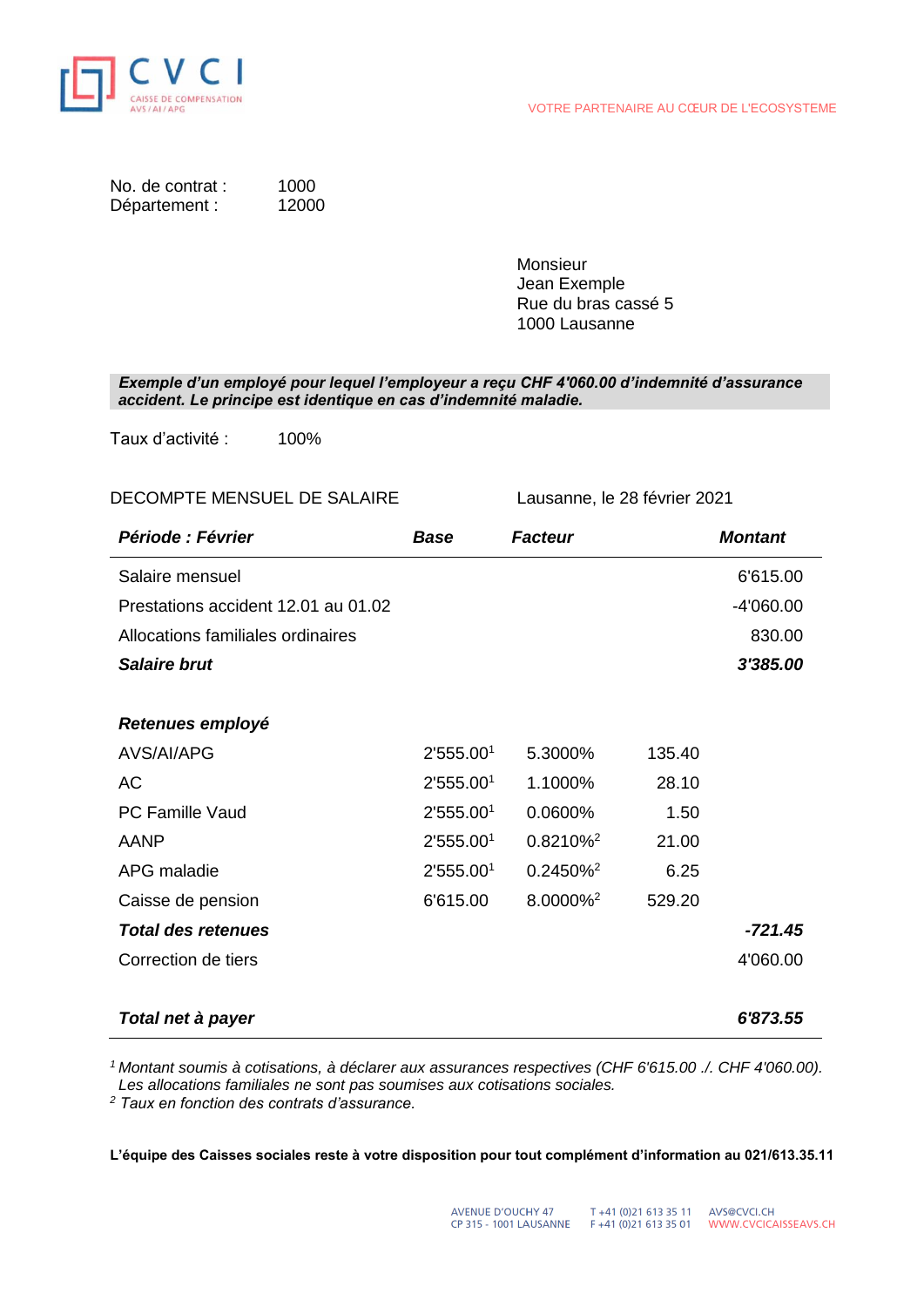CVCI
CAISSE DE COMPENSATION AVS / AI / APG

VOTRE PARTENAIRE AU CŒUR DE L'ECOSYSTEME

No. de contrat : 1000
Département : 12000

Monsieur
Jean Exemple
Rue du bras cassé 5
1000 Lausanne

***Exemple d'un employé pour lequel l'employeur a reçu CHF 4'060.00 d'indemnité d'assurance accident. Le principe est identique en cas d'indemnité maladie.***

Taux d'activité : 100%

DECOMPTE MENSUEL DE SALAIRE

Lausanne, le 28 février 2021

| ***Période : Février*** | ***Base*** | ***Facteur*** | | ***Montant*** |
|---|---|---|---|---|
| Salaire mensuel | | | | 6'615.00 |
| Prestations accident 12.01 au 01.02 | | | | -4'060.00 |
| Allocations familiales ordinaires | | | | 830.00 |
| ***Salaire brut*** | | | | ***3'385.00*** |
| | | | | |
| ***Retenues employé*** | | | | |
| AVS/AI/APG | 2'555.00[1] | 5.3000% | 135.40 | |
| AC | 2'555.00[1] | 1.1000% | 28.10 | |
| PC Famille Vaud | 2'555.00[1] | 0.0600% | 1.50 | |
| AANP | 2'555.00[1] | 0.8210%[2] | 21.00 | |
| APG maladie | 2'555.00[1] | 0.2450%[2] | 6.25 | |
| Caisse de pension | 6'615.00 | 8.0000%[2] | 529.20 | |
| ***Total des retenues*** | | | | ***-721.45*** |
| Correction de tiers | | | | 4'060.00 |
| | | | | |
| ***Total net à payer*** | | | | ***6'873.55*** |

[1] *Montant soumis à cotisations, à déclarer aux assurances respectives (CHF 6'615.00 ./. CHF 4'060.00). Les allocations familiales ne sont pas soumises aux cotisations sociales.*
[2] *Taux en fonction des contrats d'assurance.*

**L'équipe des Caisses sociales reste à votre disposition pour tout complément d'information au 021/613.35.11**

AVENUE D'OUCHY 47
CP 315 - 1001 LAUSANNE
T +41 (0)21 613 35 11
F +41 (0)21 613 35 01
AVS@CVCI.CH
WWW.CVCICAISSEAVS.CH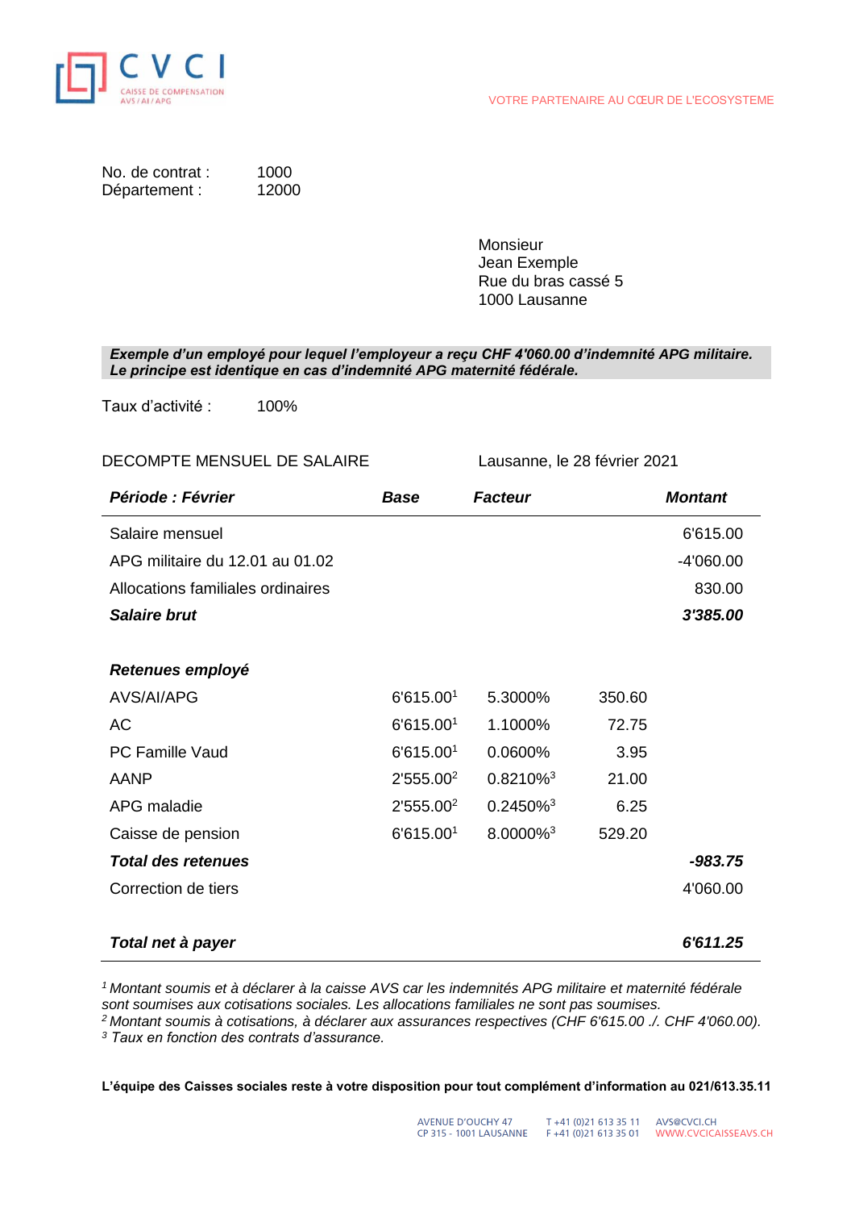CVCI
CAISSE DE COMPENSATION
AVS / AI / APG

VOTRE PARTENAIRE AU CŒUR DE L'ECOSYSTEME

No. de contrat : 1000
Département : 12000

Monsieur
Jean Exemple
Rue du bras cassé 5
1000 Lausanne

***Exemple d'un employé pour lequel l'employeur a reçu CHF 4'060.00 d'indemnité APG militaire. Le principe est identique en cas d'indemnité APG maternité fédérale.***

Taux d'activité : 100%

DECOMPTE MENSUEL DE SALAIRE

Lausanne, le 28 février 2021

| *Période : Février* | *Base* | *Facteur* | | *Montant* |
|---|---|---|---|---|
| Salaire mensuel | | | | 6'615.00 |
| APG militaire du 12.01 au 01.02 | | | | -4'060.00 |
| Allocations familiales ordinaires | | | | 830.00 |
| ***Salaire brut*** | | | | ***3'385.00*** |
| | | | | |
| ***Retenues employé*** | | | | |
| AVS/AI/APG | 6'615.00[1] | 5.3000% | 350.60 | |
| AC | 6'615.00[1] | 1.1000% | 72.75 | |
| PC Famille Vaud | 6'615.00[1] | 0.0600% | 3.95 | |
| AANP | 2'555.00[2] | 0.8210%[3] | 21.00 | |
| APG maladie | 2'555.00[2] | 0.2450%[3] | 6.25 | |
| Caisse de pension | 6'615.00[1] | 8.0000%[3] | 529.20 | |
| ***Total des retenues*** | | | | ***-983.75*** |
| Correction de tiers | | | | 4'060.00 |
| | | | | |
| ***Total net à payer*** | | | | ***6'611.25*** |

*[1] Montant soumis et à déclarer à la caisse AVS car les indemnités APG militaire et maternité fédérale sont soumises aux cotisations sociales. Les allocations familiales ne sont pas soumises.*
*[2] Montant soumis à cotisations, à déclarer aux assurances respectives (CHF 6'615.00 ./. CHF 4'060.00).*
*[3] Taux en fonction des contrats d'assurance.*

**L'équipe des Caisses sociales reste à votre disposition pour tout complément d'information au 021/613.35.11**

AVENUE D'OUCHY 47
CP 315 - 1001 LAUSANNE
T +41 (0)21 613 35 11
F +41 (0)21 613 35 01
AVS@CVCI.CH
WWW.CVCICAISSEAVS.CH